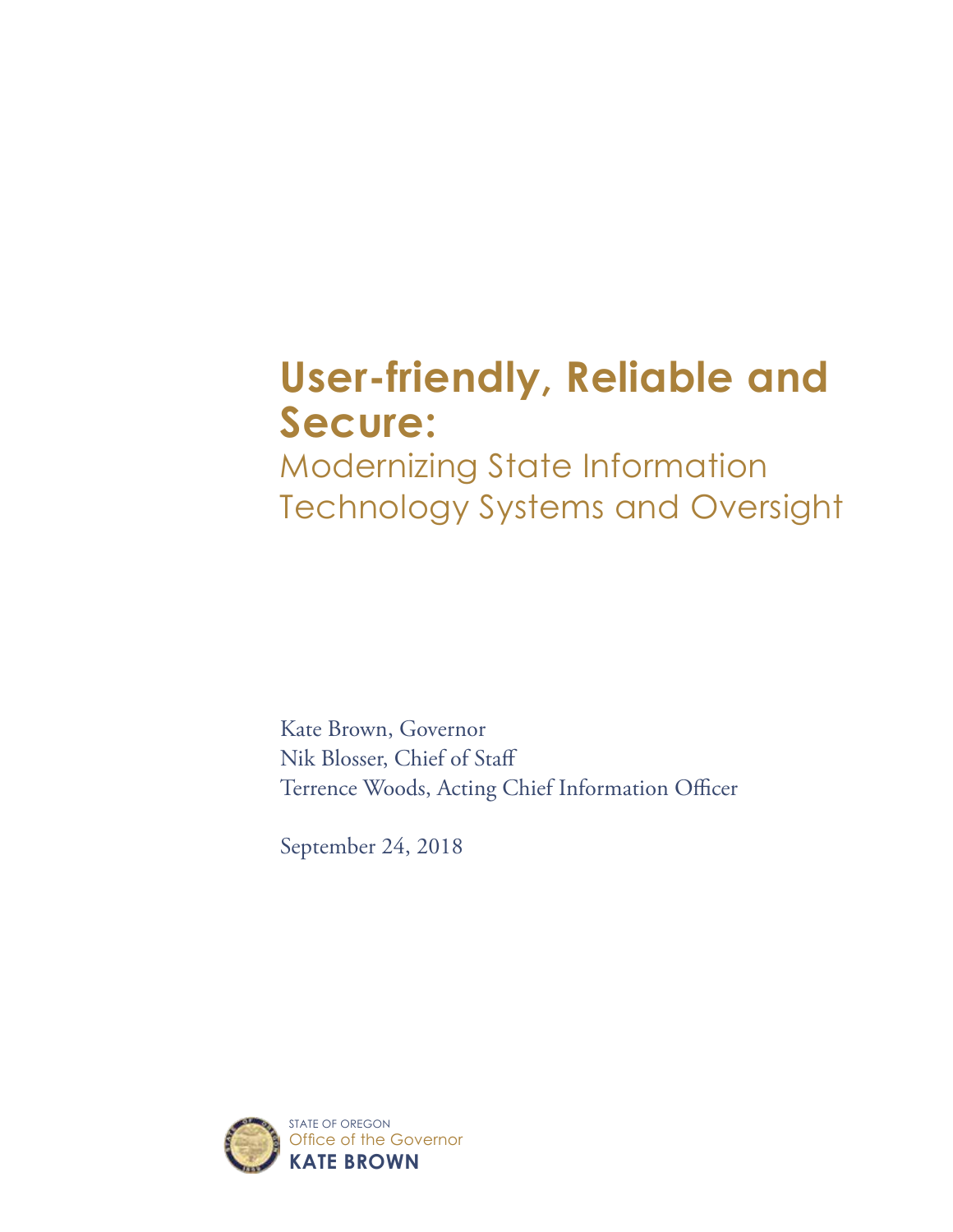# User-friendly, Reliable and Secure:

## Modernizing State Information Technology Systems and Oversight

Kate Brown, Governor
Nik Blosser, Chief of Staff
Terrence Woods, Acting Chief Information Officer

September 24, 2018

STATE OF OREGON
Office of the Governor
**KATE BROWN**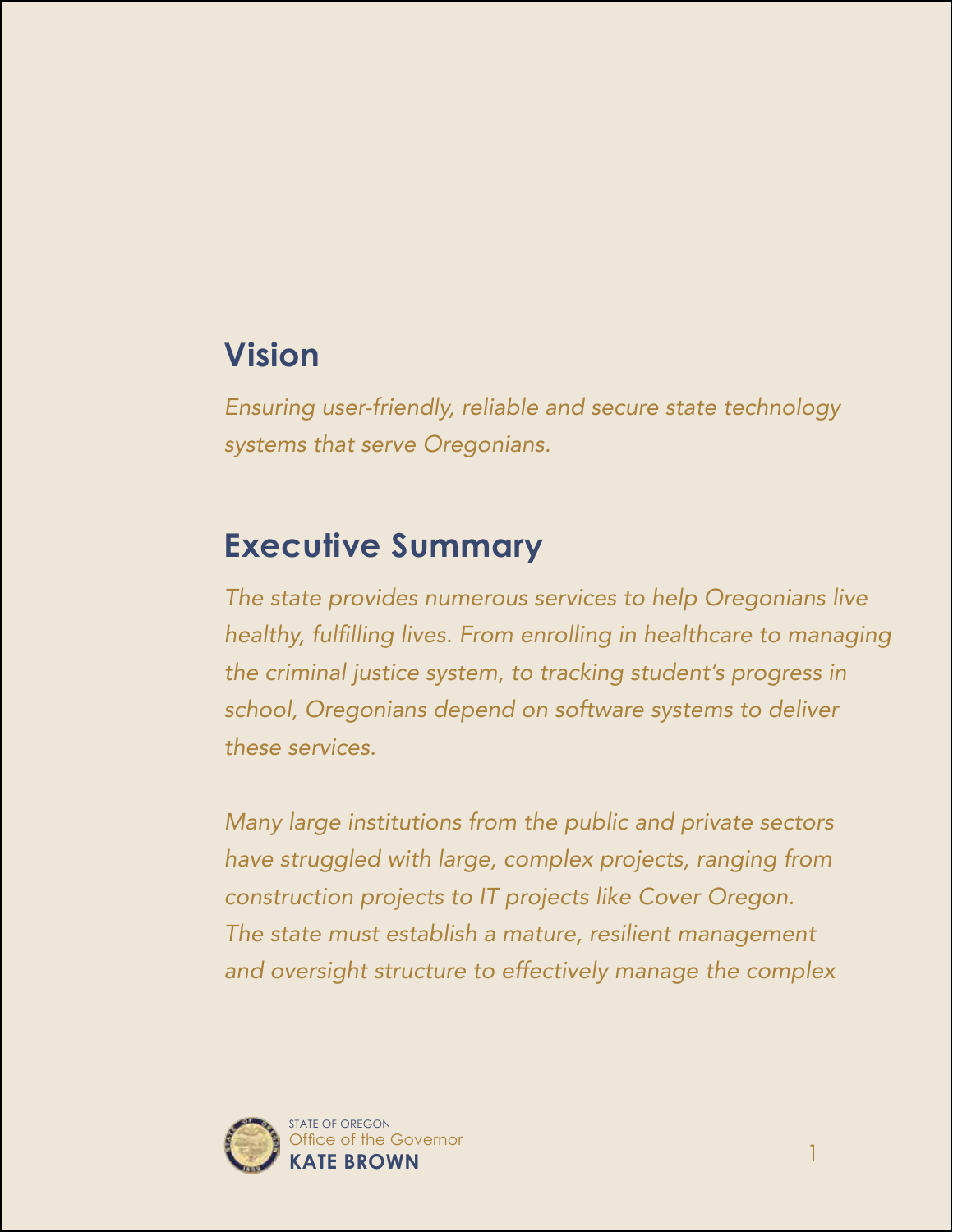## Vision

*Ensuring user-friendly, reliable and secure state technology systems that serve Oregonians.*

## Executive Summary

*The state provides numerous services to help Oregonians live healthy, fulfilling lives. From enrolling in healthcare to managing the criminal justice system, to tracking student's progress in school, Oregonians depend on software systems to deliver these services.*

*Many large institutions from the public and private sectors have struggled with large, complex projects, ranging from construction projects to IT projects like Cover Oregon. The state must establish a mature, resilient management and oversight structure to effectively manage the complex*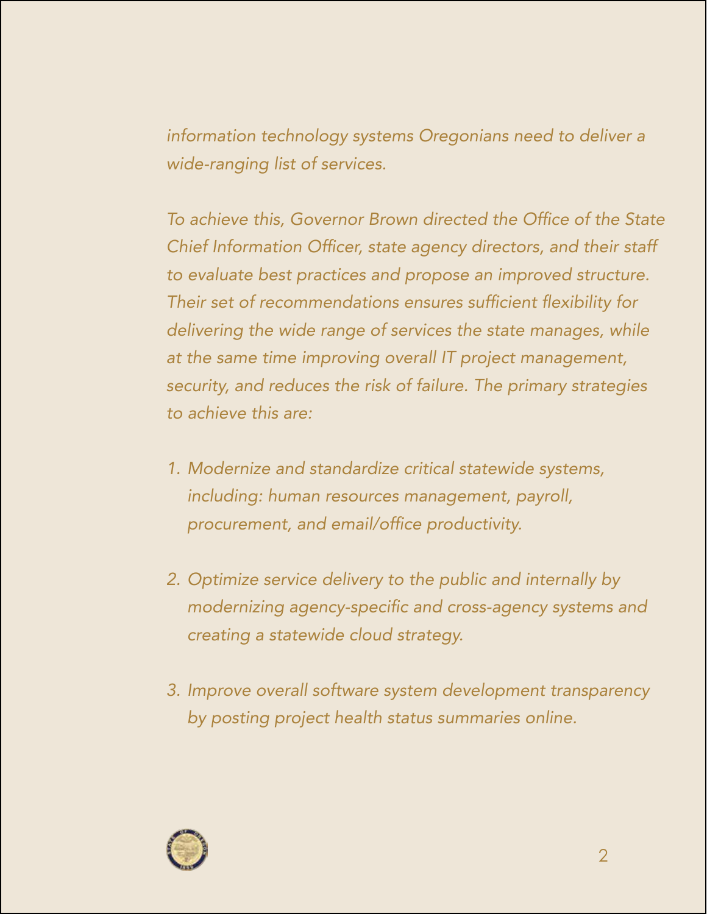*information technology systems Oregonians need to deliver a wide-ranging list of services.*

*To achieve this, Governor Brown directed the Office of the State Chief Information Officer, state agency directors, and their staff to evaluate best practices and propose an improved structure. Their set of recommendations ensures sufficient flexibility for delivering the wide range of services the state manages, while at the same time improving overall IT project management, security, and reduces the risk of failure. The primary strategies to achieve this are:*

1. *Modernize and standardize critical statewide systems, including: human resources management, payroll, procurement, and email/office productivity.*

2. *Optimize service delivery to the public and internally by modernizing agency-specific and cross-agency systems and creating a statewide cloud strategy.*

3. *Improve overall software system development transparency by posting project health status summaries online.*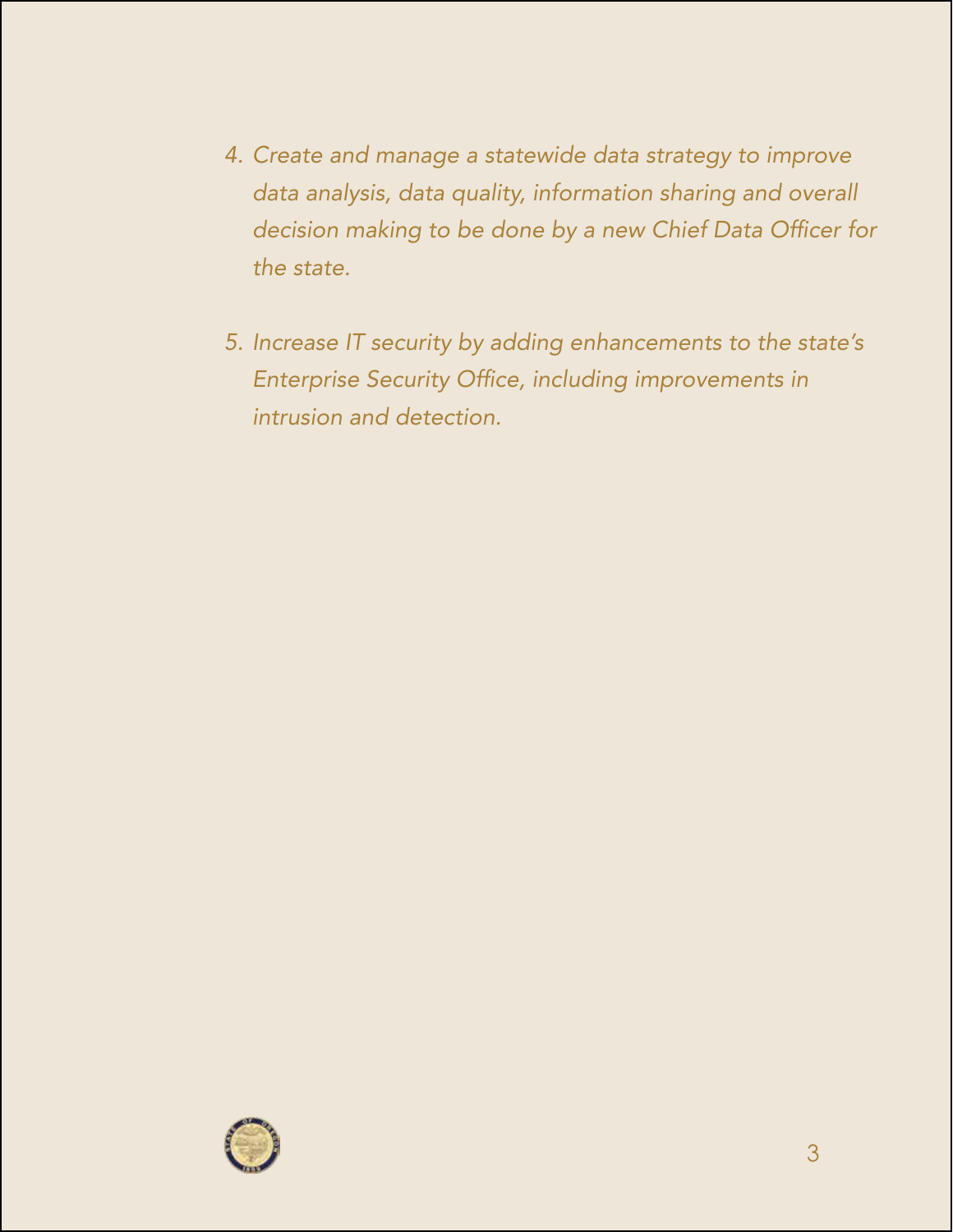4. *Create and manage a statewide data strategy to improve data analysis, data quality, information sharing and overall decision making to be done by a new Chief Data Officer for the state.*

5. *Increase IT security by adding enhancements to the state's Enterprise Security Office, including improvements in intrusion and detection.*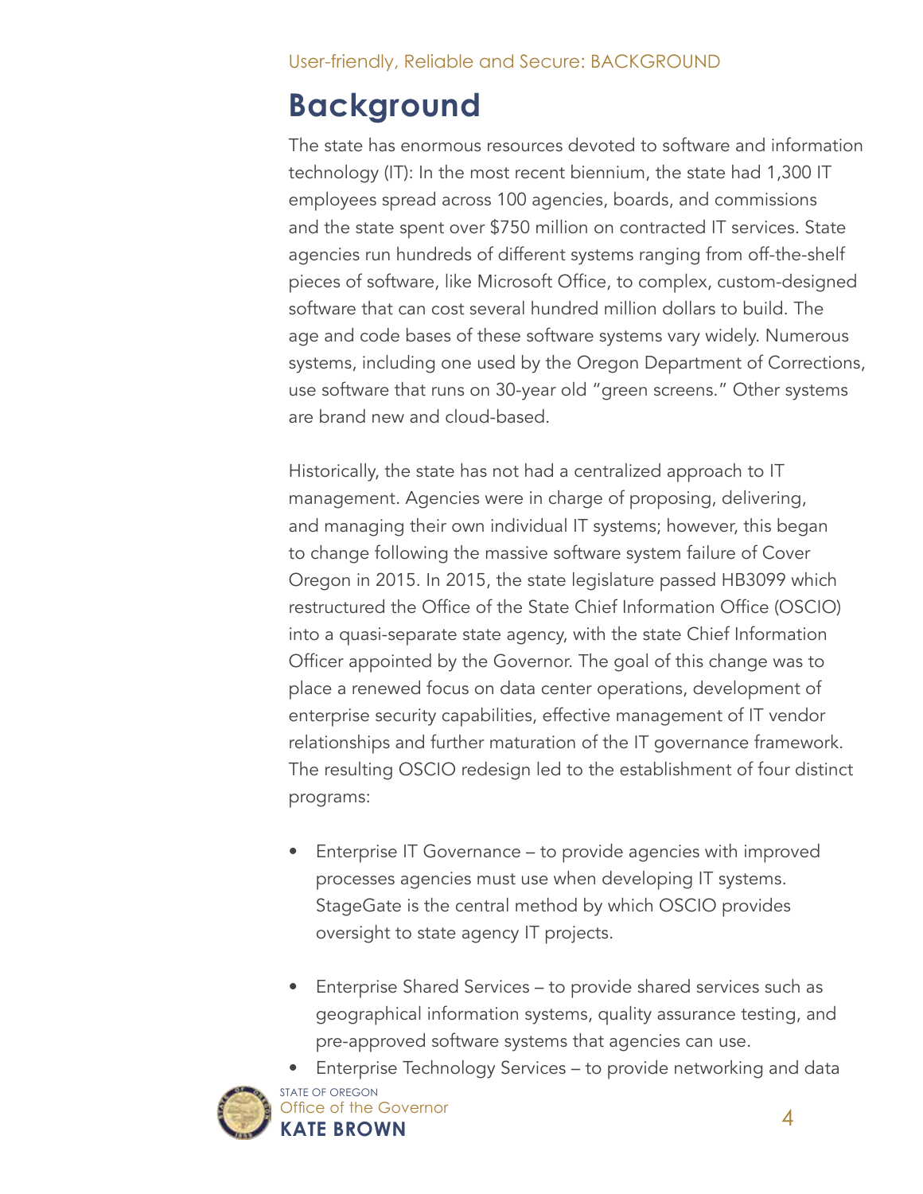# Background

The state has enormous resources devoted to software and information technology (IT): In the most recent biennium, the state had 1,300 IT employees spread across 100 agencies, boards, and commissions and the state spent over $750 million on contracted IT services. State agencies run hundreds of different systems ranging from off-the-shelf pieces of software, like Microsoft Office, to complex, custom-designed software that can cost several hundred million dollars to build. The age and code bases of these software systems vary widely. Numerous systems, including one used by the Oregon Department of Corrections, use software that runs on 30-year old "green screens." Other systems are brand new and cloud-based.

Historically, the state has not had a centralized approach to IT management. Agencies were in charge of proposing, delivering, and managing their own individual IT systems; however, this began to change following the massive software system failure of Cover Oregon in 2015. In 2015, the state legislature passed HB3099 which restructured the Office of the State Chief Information Office (OSCIO) into a quasi-separate state agency, with the state Chief Information Officer appointed by the Governor. The goal of this change was to place a renewed focus on data center operations, development of enterprise security capabilities, effective management of IT vendor relationships and further maturation of the IT governance framework. The resulting OSCIO redesign led to the establishment of four distinct programs:

- Enterprise IT Governance – to provide agencies with improved processes agencies must use when developing IT systems. StageGate is the central method by which OSCIO provides oversight to state agency IT projects.
- Enterprise Shared Services – to provide shared services such as geographical information systems, quality assurance testing, and pre-approved software systems that agencies can use.
- Enterprise Technology Services – to provide networking and data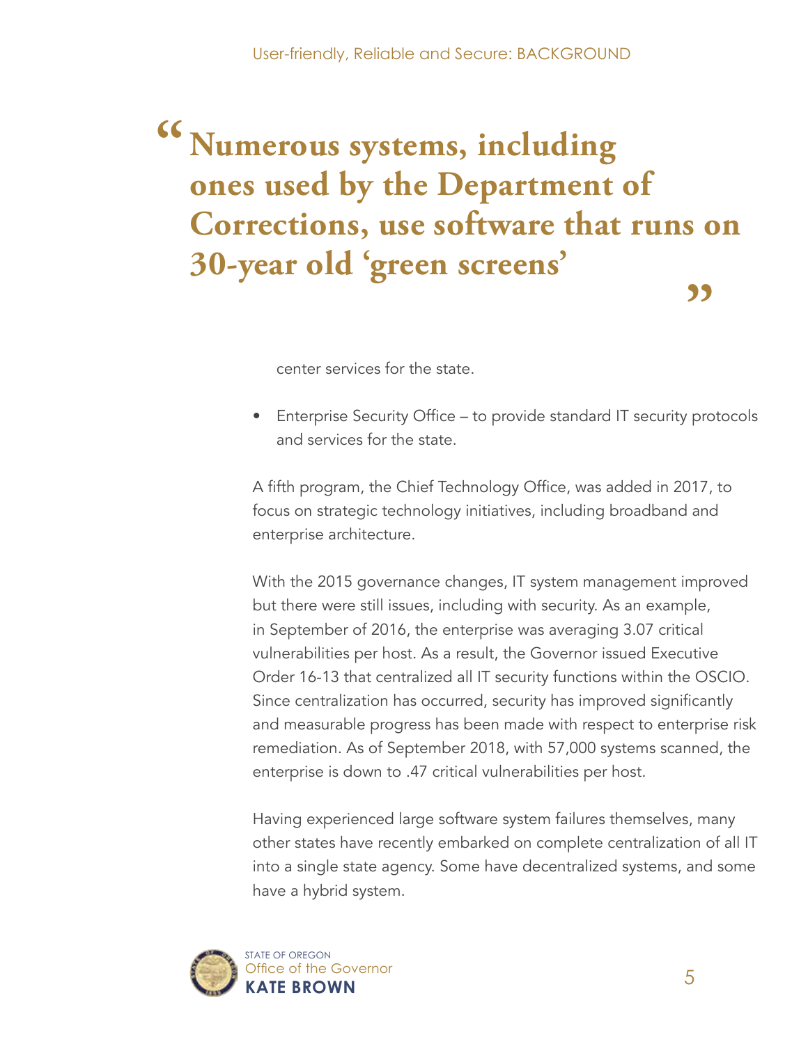> **"Numerous systems, including ones used by the Department of Corrections, use software that runs on 30-year old 'green screens'"**

center services for the state.

- Enterprise Security Office – to provide standard IT security protocols and services for the state.

A fifth program, the Chief Technology Office, was added in 2017, to focus on strategic technology initiatives, including broadband and enterprise architecture.

With the 2015 governance changes, IT system management improved but there were still issues, including with security. As an example, in September of 2016, the enterprise was averaging 3.07 critical vulnerabilities per host. As a result, the Governor issued Executive Order 16-13 that centralized all IT security functions within the OSCIO. Since centralization has occurred, security has improved significantly and measurable progress has been made with respect to enterprise risk remediation. As of September 2018, with 57,000 systems scanned, the enterprise is down to .47 critical vulnerabilities per host.

Having experienced large software system failures themselves, many other states have recently embarked on complete centralization of all IT into a single state agency. Some have decentralized systems, and some have a hybrid system.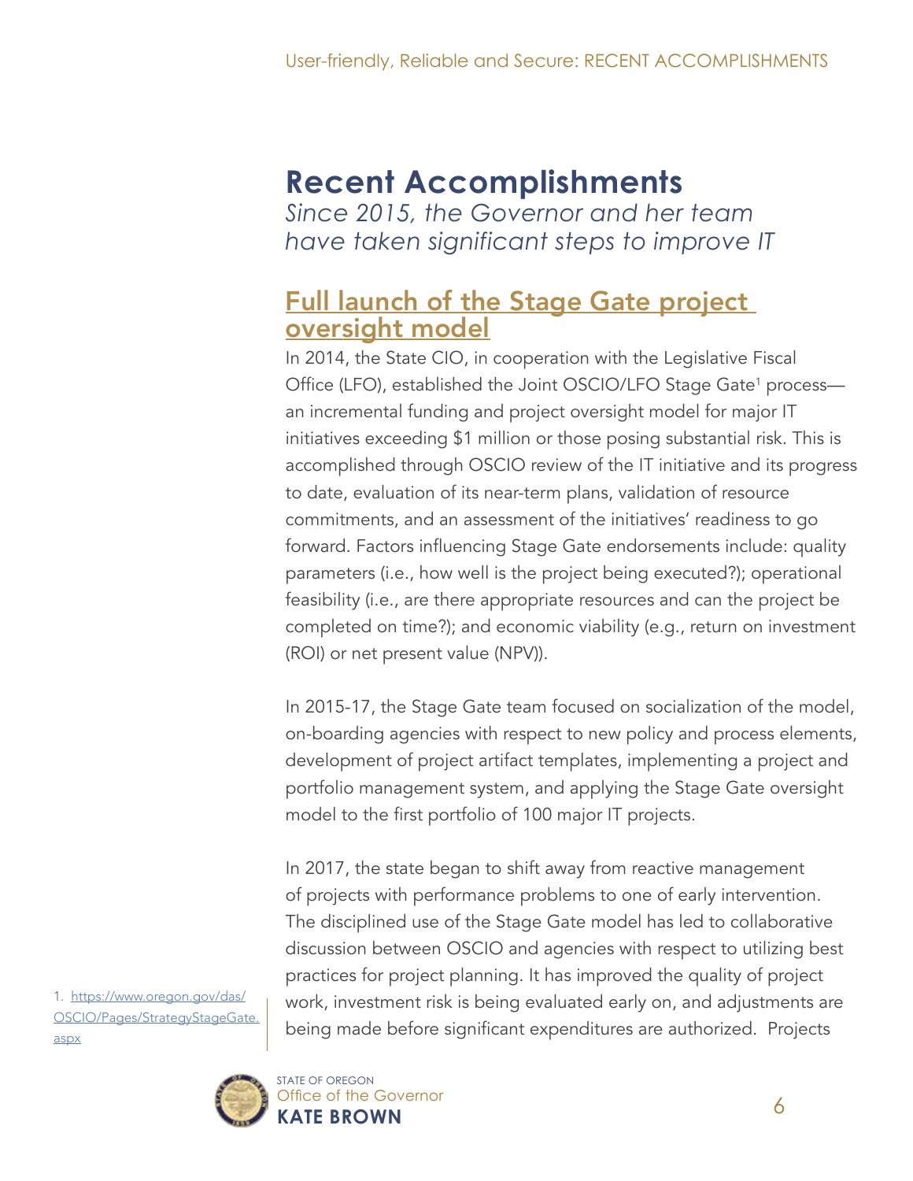# Recent Accomplishments

*Since 2015, the Governor and her team have taken significant steps to improve IT*

## Full launch of the Stage Gate project oversight model

In 2014, the State CIO, in cooperation with the Legislative Fiscal Office (LFO), established the Joint OSCIO/LFO Stage Gate[1] process—an incremental funding and project oversight model for major IT initiatives exceeding $1 million or those posing substantial risk. This is accomplished through OSCIO review of the IT initiative and its progress to date, evaluation of its near-term plans, validation of resource commitments, and an assessment of the initiatives' readiness to go forward. Factors influencing Stage Gate endorsements include: quality parameters (i.e., how well is the project being executed?); operational feasibility (i.e., are there appropriate resources and can the project be completed on time?); and economic viability (e.g., return on investment (ROI) or net present value (NPV)).

In 2015-17, the Stage Gate team focused on socialization of the model, on-boarding agencies with respect to new policy and process elements, development of project artifact templates, implementing a project and portfolio management system, and applying the Stage Gate oversight model to the first portfolio of 100 major IT projects.

In 2017, the state began to shift away from reactive management of projects with performance problems to one of early intervention. The disciplined use of the Stage Gate model has led to collaborative discussion between OSCIO and agencies with respect to utilizing best practices for project planning. It has improved the quality of project work, investment risk is being evaluated early on, and adjustments are being made before significant expenditures are authorized. Projects

1. https://www.oregon.gov/das/OSCIO/Pages/StrategyStageGate.aspx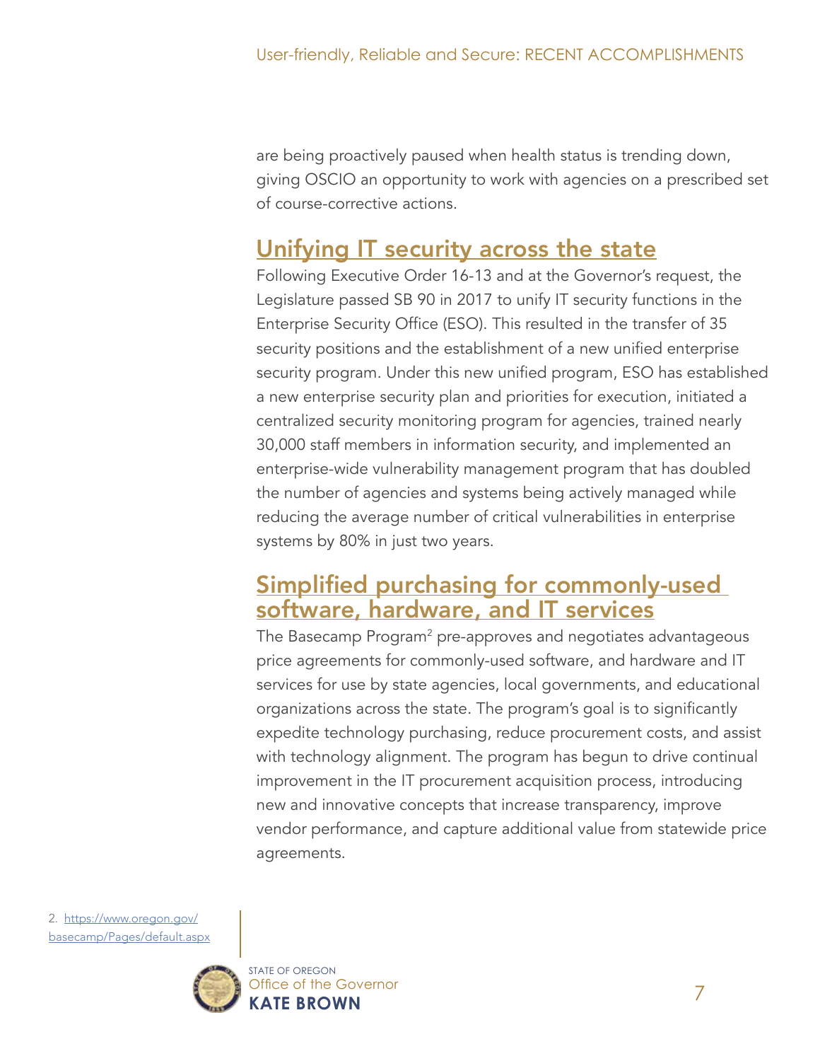are being proactively paused when health status is trending down, giving OSCIO an opportunity to work with agencies on a prescribed set of course-corrective actions.

## Unifying IT security across the state

Following Executive Order 16-13 and at the Governor's request, the Legislature passed SB 90 in 2017 to unify IT security functions in the Enterprise Security Office (ESO). This resulted in the transfer of 35 security positions and the establishment of a new unified enterprise security program. Under this new unified program, ESO has established a new enterprise security plan and priorities for execution, initiated a centralized security monitoring program for agencies, trained nearly 30,000 staff members in information security, and implemented an enterprise-wide vulnerability management program that has doubled the number of agencies and systems being actively managed while reducing the average number of critical vulnerabilities in enterprise systems by 80% in just two years.

## Simplified purchasing for commonly-used software, hardware, and IT services

The Basecamp Program[2] pre-approves and negotiates advantageous price agreements for commonly-used software, and hardware and IT services for use by state agencies, local governments, and educational organizations across the state. The program's goal is to significantly expedite technology purchasing, reduce procurement costs, and assist with technology alignment. The program has begun to drive continual improvement in the IT procurement acquisition process, introducing new and innovative concepts that increase transparency, improve vendor performance, and capture additional value from statewide price agreements.

2. https://www.oregon.gov/basecamp/Pages/default.aspx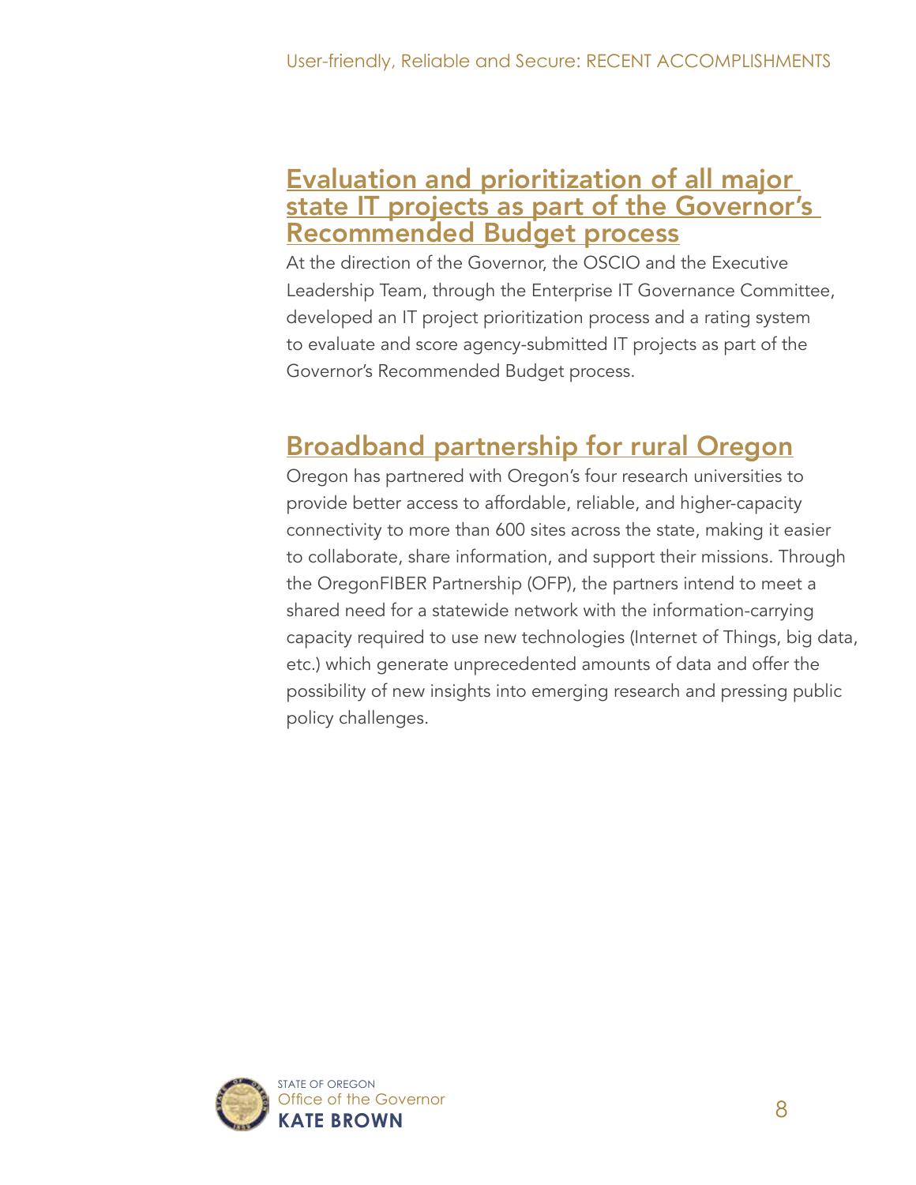## Evaluation and prioritization of all major state IT projects as part of the Governor's Recommended Budget process

At the direction of the Governor, the OSCIO and the Executive Leadership Team, through the Enterprise IT Governance Committee, developed an IT project prioritization process and a rating system to evaluate and score agency-submitted IT projects as part of the Governor's Recommended Budget process.

## Broadband partnership for rural Oregon

Oregon has partnered with Oregon's four research universities to provide better access to affordable, reliable, and higher-capacity connectivity to more than 600 sites across the state, making it easier to collaborate, share information, and support their missions. Through the OregonFIBER Partnership (OFP), the partners intend to meet a shared need for a statewide network with the information-carrying capacity required to use new technologies (Internet of Things, big data, etc.) which generate unprecedented amounts of data and offer the possibility of new insights into emerging research and pressing public policy challenges.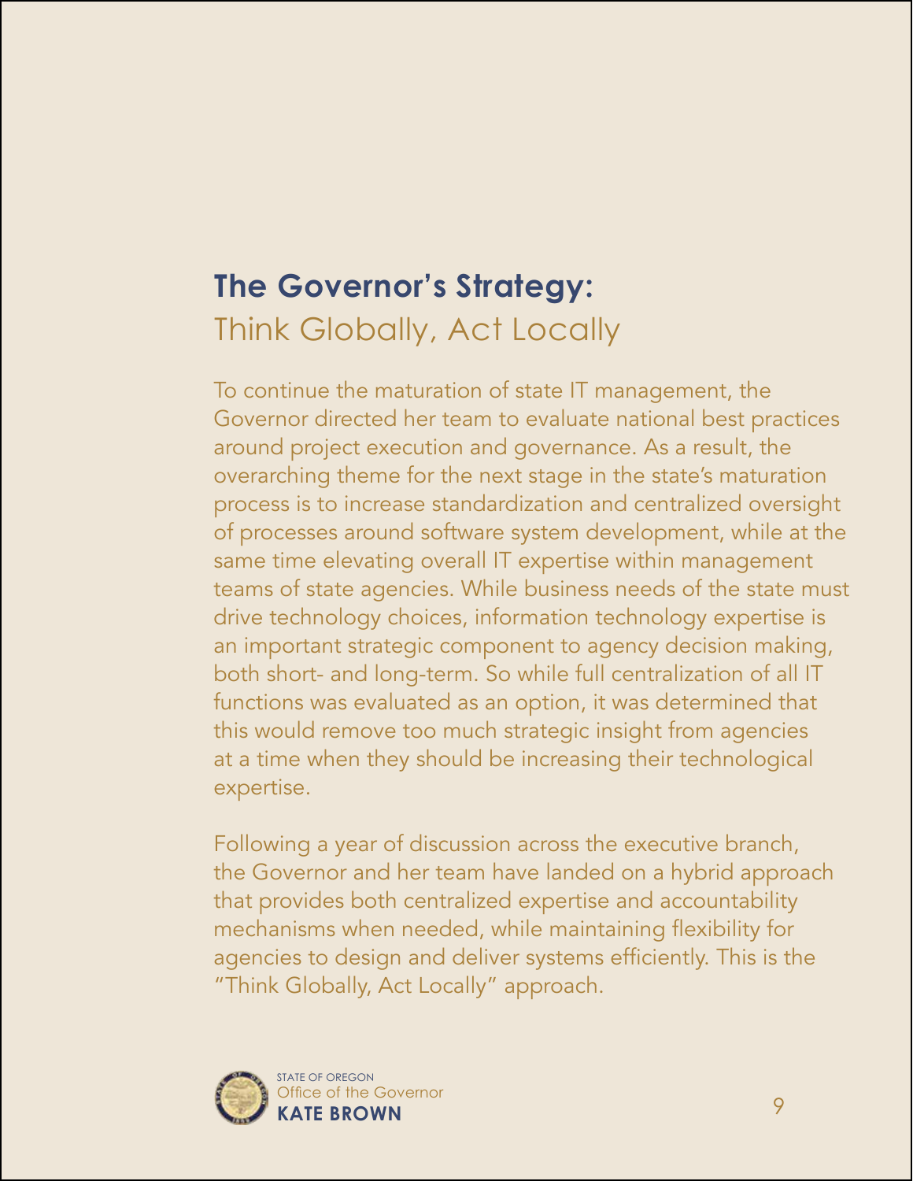## **The Governor's Strategy:** Think Globally, Act Locally

To continue the maturation of state IT management, the Governor directed her team to evaluate national best practices around project execution and governance. As a result, the overarching theme for the next stage in the state's maturation process is to increase standardization and centralized oversight of processes around software system development, while at the same time elevating overall IT expertise within management teams of state agencies. While business needs of the state must drive technology choices, information technology expertise is an important strategic component to agency decision making, both short- and long-term. So while full centralization of all IT functions was evaluated as an option, it was determined that this would remove too much strategic insight from agencies at a time when they should be increasing their technological expertise.

Following a year of discussion across the executive branch, the Governor and her team have landed on a hybrid approach that provides both centralized expertise and accountability mechanisms when needed, while maintaining flexibility for agencies to design and deliver systems efficiently. This is the "Think Globally, Act Locally" approach.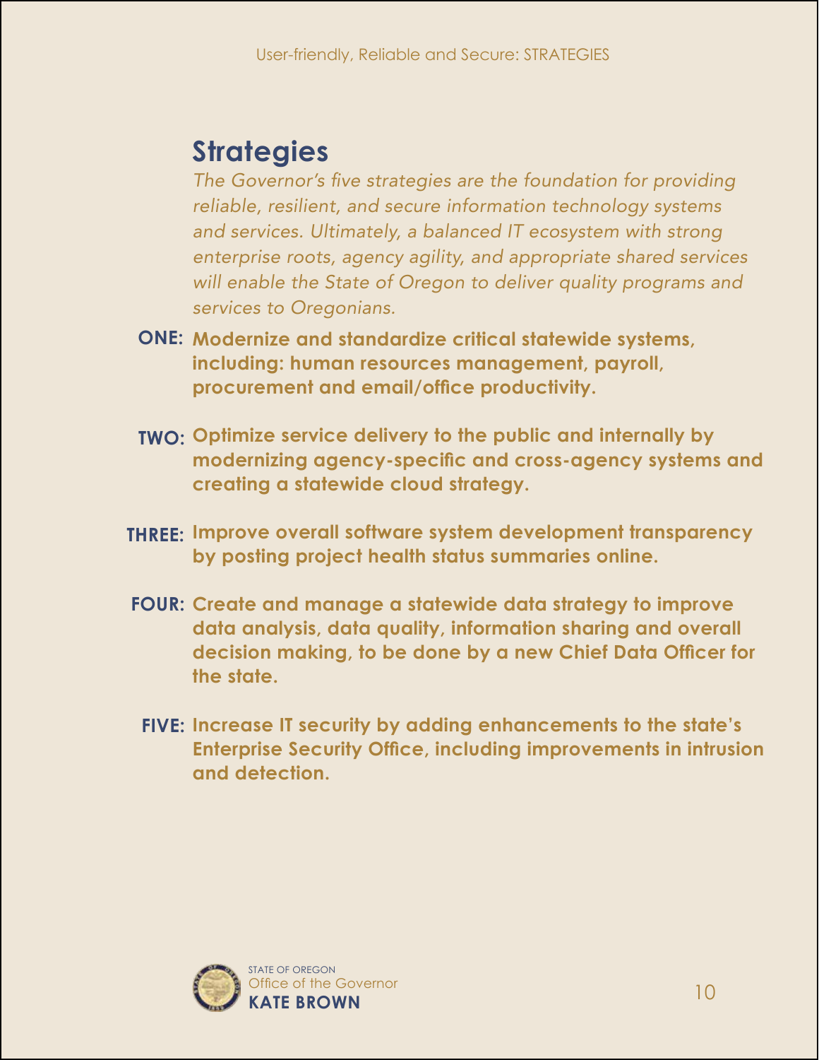## Strategies

*The Governor's five strategies are the foundation for providing reliable, resilient, and secure information technology systems and services. Ultimately, a balanced IT ecosystem with strong enterprise roots, agency agility, and appropriate shared services will enable the State of Oregon to deliver quality programs and services to Oregonians.*

**ONE:** **Modernize and standardize critical statewide systems, including: human resources management, payroll, procurement and email/office productivity.**

**TWO:** **Optimize service delivery to the public and internally by modernizing agency-specific and cross-agency systems and creating a statewide cloud strategy.**

**THREE:** **Improve overall software system development transparency by posting project health status summaries online.**

**FOUR:** **Create and manage a statewide data strategy to improve data analysis, data quality, information sharing and overall decision making, to be done by a new Chief Data Officer for the state.**

**FIVE:** **Increase IT security by adding enhancements to the state's Enterprise Security Office, including improvements in intrusion and detection.**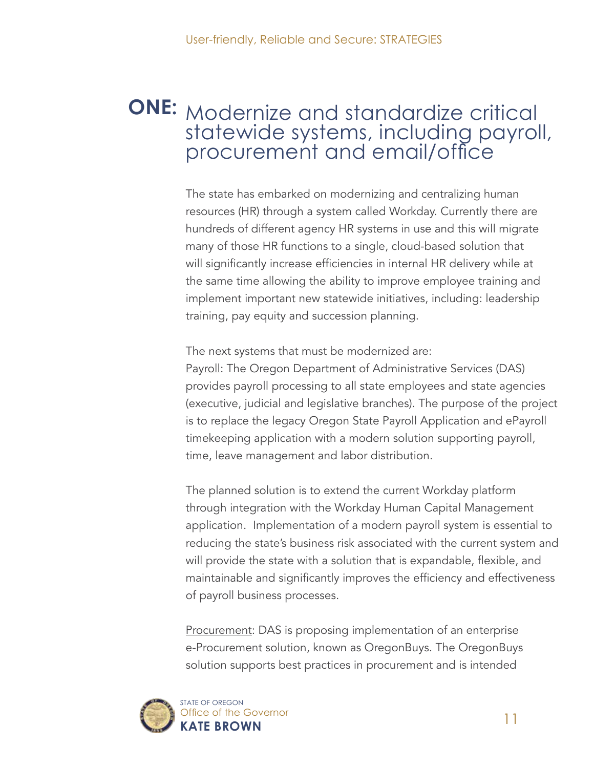## ONE: Modernize and standardize critical statewide systems, including payroll, procurement and email/office

The state has embarked on modernizing and centralizing human resources (HR) through a system called Workday. Currently there are hundreds of different agency HR systems in use and this will migrate many of those HR functions to a single, cloud-based solution that will significantly increase efficiencies in internal HR delivery while at the same time allowing the ability to improve employee training and implement important new statewide initiatives, including: leadership training, pay equity and succession planning.

The next systems that must be modernized are:
Payroll: The Oregon Department of Administrative Services (DAS) provides payroll processing to all state employees and state agencies (executive, judicial and legislative branches). The purpose of the project is to replace the legacy Oregon State Payroll Application and ePayroll timekeeping application with a modern solution supporting payroll, time, leave management and labor distribution.

The planned solution is to extend the current Workday platform through integration with the Workday Human Capital Management application. Implementation of a modern payroll system is essential to reducing the state's business risk associated with the current system and will provide the state with a solution that is expandable, flexible, and maintainable and significantly improves the efficiency and effectiveness of payroll business processes.

Procurement: DAS is proposing implementation of an enterprise e-Procurement solution, known as OregonBuys. The OregonBuys solution supports best practices in procurement and is intended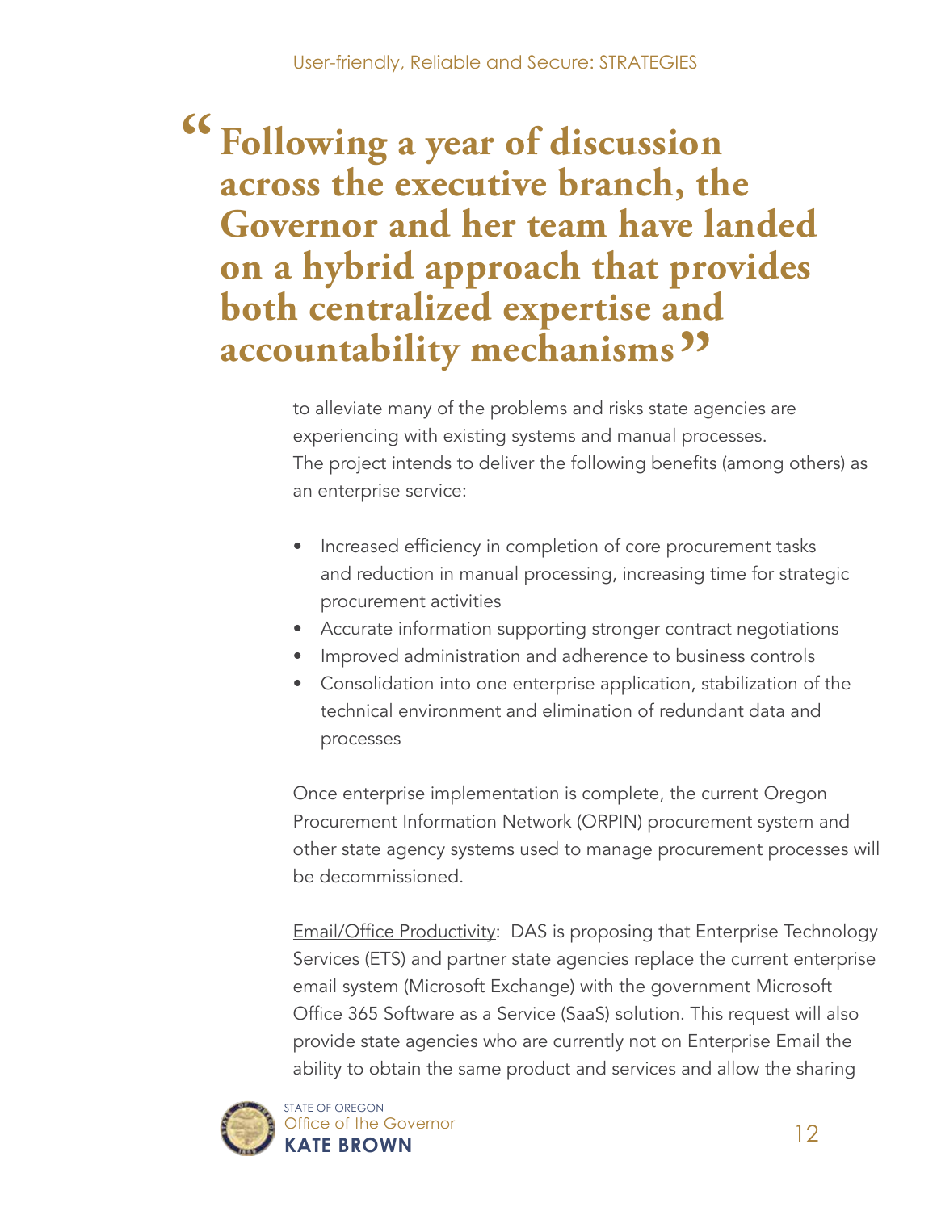> **"Following a year of discussion across the executive branch, the Governor and her team have landed on a hybrid approach that provides both centralized expertise and accountability mechanisms"**

to alleviate many of the problems and risks state agencies are experiencing with existing systems and manual processes. The project intends to deliver the following benefits (among others) as an enterprise service:

- Increased efficiency in completion of core procurement tasks and reduction in manual processing, increasing time for strategic procurement activities
- Accurate information supporting stronger contract negotiations
- Improved administration and adherence to business controls
- Consolidation into one enterprise application, stabilization of the technical environment and elimination of redundant data and processes

Once enterprise implementation is complete, the current Oregon Procurement Information Network (ORPIN) procurement system and other state agency systems used to manage procurement processes will be decommissioned.

<u>Email/Office Productivity</u>: DAS is proposing that Enterprise Technology Services (ETS) and partner state agencies replace the current enterprise email system (Microsoft Exchange) with the government Microsoft Office 365 Software as a Service (SaaS) solution. This request will also provide state agencies who are currently not on Enterprise Email the ability to obtain the same product and services and allow the sharing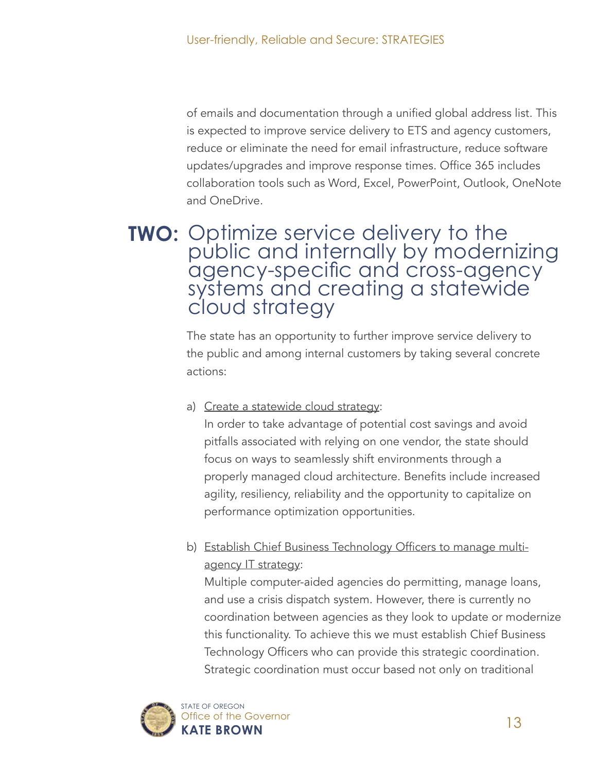of emails and documentation through a unified global address list. This is expected to improve service delivery to ETS and agency customers, reduce or eliminate the need for email infrastructure, reduce software updates/upgrades and improve response times. Office 365 includes collaboration tools such as Word, Excel, PowerPoint, Outlook, OneNote and OneDrive.

## TWO: Optimize service delivery to the public and internally by modernizing agency-specific and cross-agency systems and creating a statewide cloud strategy

The state has an opportunity to further improve service delivery to the public and among internal customers by taking several concrete actions:

a) Create a statewide cloud strategy:
In order to take advantage of potential cost savings and avoid pitfalls associated with relying on one vendor, the state should focus on ways to seamlessly shift environments through a properly managed cloud architecture. Benefits include increased agility, resiliency, reliability and the opportunity to capitalize on performance optimization opportunities.

b) Establish Chief Business Technology Officers to manage multi-agency IT strategy:
Multiple computer-aided agencies do permitting, manage loans, and use a crisis dispatch system. However, there is currently no coordination between agencies as they look to update or modernize this functionality. To achieve this we must establish Chief Business Technology Officers who can provide this strategic coordination. Strategic coordination must occur based not only on traditional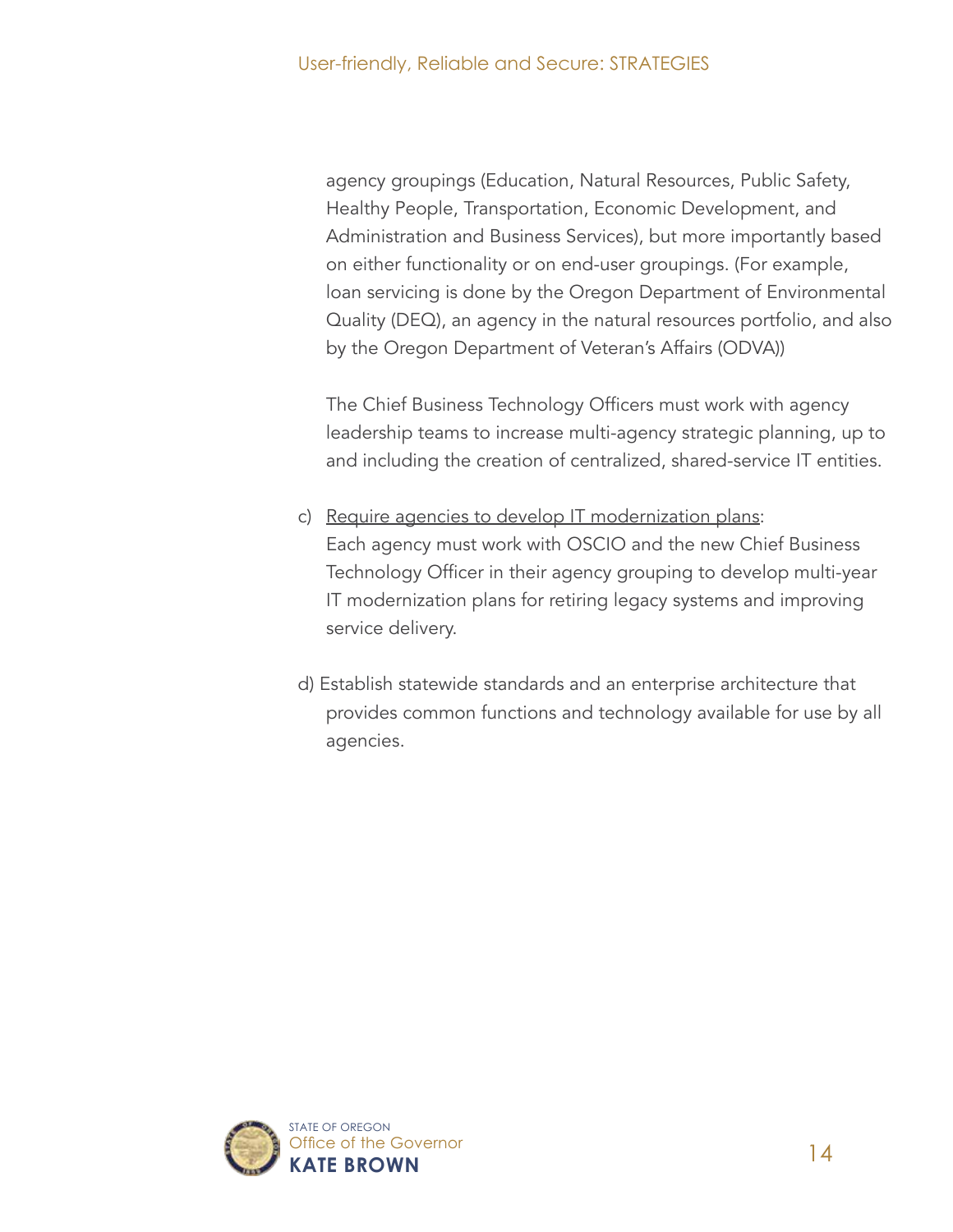agency groupings (Education, Natural Resources, Public Safety, Healthy People, Transportation, Economic Development, and Administration and Business Services), but more importantly based on either functionality or on end-user groupings. (For example, loan servicing is done by the Oregon Department of Environmental Quality (DEQ), an agency in the natural resources portfolio, and also by the Oregon Department of Veteran's Affairs (ODVA))

The Chief Business Technology Officers must work with agency leadership teams to increase multi-agency strategic planning, up to and including the creation of centralized, shared-service IT entities.

c) <u>Require agencies to develop IT modernization plans</u>: Each agency must work with OSCIO and the new Chief Business Technology Officer in their agency grouping to develop multi-year IT modernization plans for retiring legacy systems and improving service delivery.

d) Establish statewide standards and an enterprise architecture that provides common functions and technology available for use by all agencies.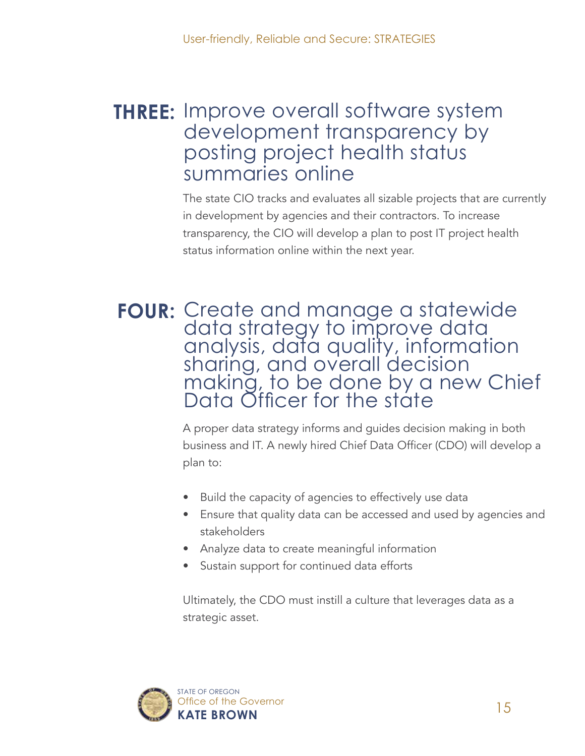## THREE: Improve overall software system development transparency by posting project health status summaries online

The state CIO tracks and evaluates all sizable projects that are currently in development by agencies and their contractors. To increase transparency, the CIO will develop a plan to post IT project health status information online within the next year.

## FOUR: Create and manage a statewide data strategy to improve data analysis, data quality, information sharing, and overall decision making, to be done by a new Chief Data Officer for the state

A proper data strategy informs and guides decision making in both business and IT. A newly hired Chief Data Officer (CDO) will develop a plan to:

- Build the capacity of agencies to effectively use data
- Ensure that quality data can be accessed and used by agencies and stakeholders
- Analyze data to create meaningful information
- Sustain support for continued data efforts

Ultimately, the CDO must instill a culture that leverages data as a strategic asset.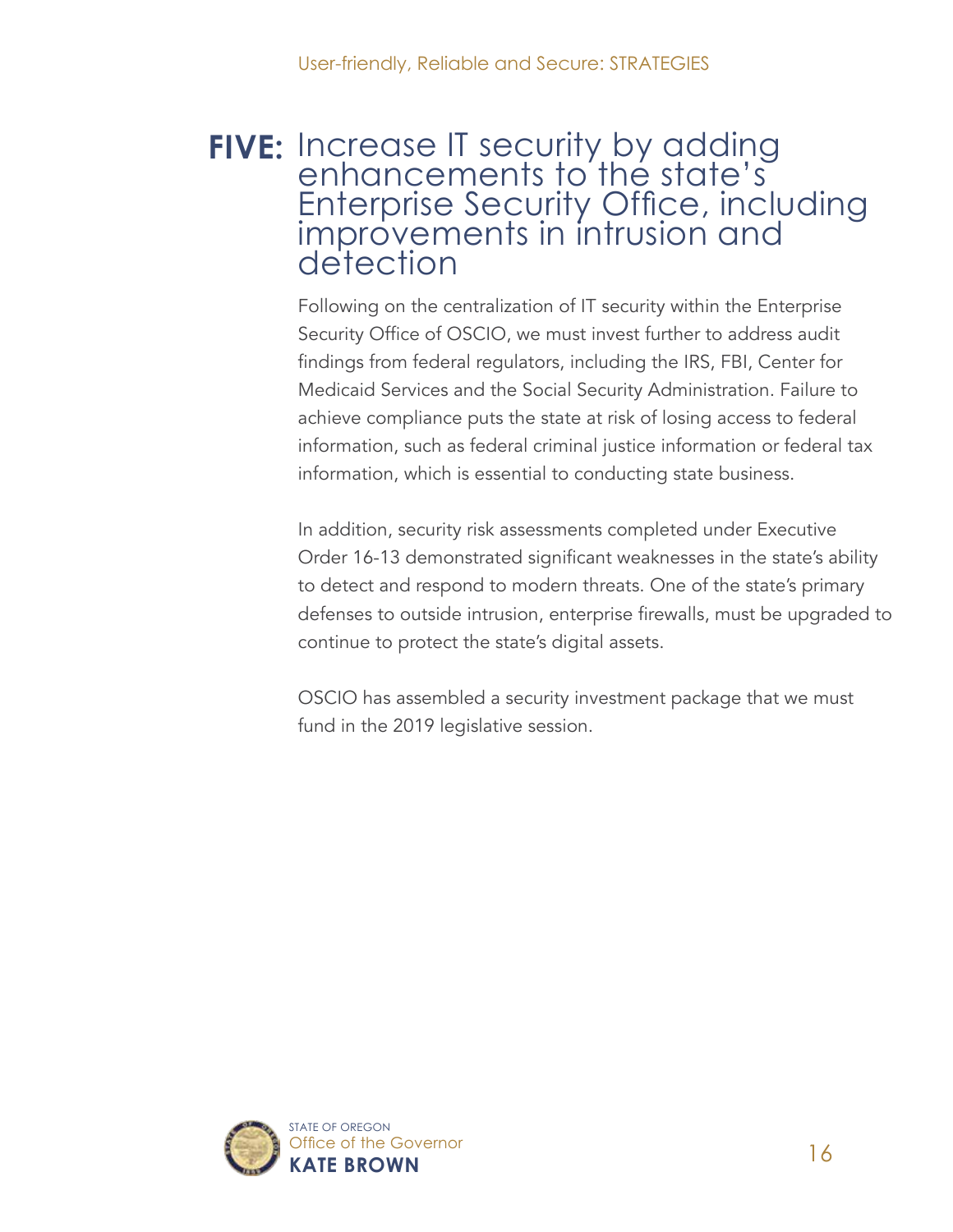## FIVE: Increase IT security by adding enhancements to the state's Enterprise Security Office, including improvements in intrusion and detection

Following on the centralization of IT security within the Enterprise Security Office of OSCIO, we must invest further to address audit findings from federal regulators, including the IRS, FBI, Center for Medicaid Services and the Social Security Administration. Failure to achieve compliance puts the state at risk of losing access to federal information, such as federal criminal justice information or federal tax information, which is essential to conducting state business.

In addition, security risk assessments completed under Executive Order 16-13 demonstrated significant weaknesses in the state's ability to detect and respond to modern threats. One of the state's primary defenses to outside intrusion, enterprise firewalls, must be upgraded to continue to protect the state's digital assets.

OSCIO has assembled a security investment package that we must fund in the 2019 legislative session.